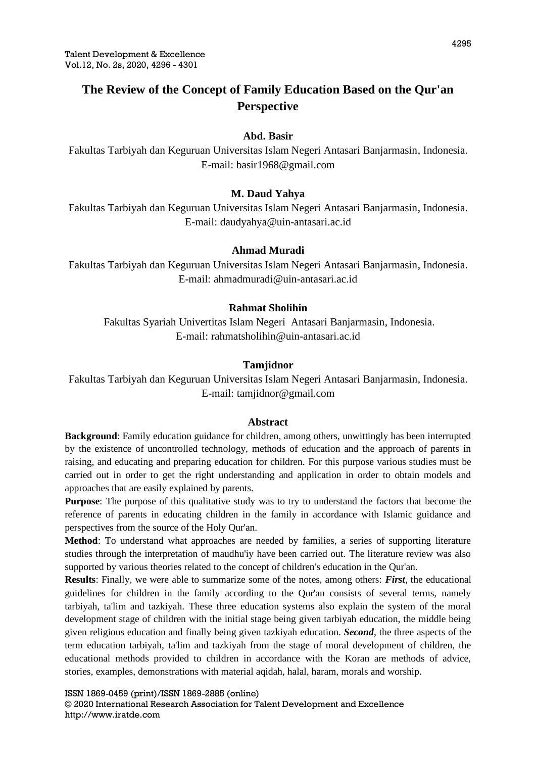# The Review of the Concept of Family Education Based on the Qur'an Perspective

**Abd. Basir**

Fakultas Tarbiyah dan Keguruan Universitas Islam Negeri Antasari Banjarmasin, Indonesia.
E-mail: basir1968@gmail.com

**M. Daud Yahya**

Fakultas Tarbiyah dan Keguruan Universitas Islam Negeri Antasari Banjarmasin, Indonesia.
E-mail: daudyahya@uin-antasari.ac.id

**Ahmad Muradi**

Fakultas Tarbiyah dan Keguruan Universitas Islam Negeri Antasari Banjarmasin, Indonesia.
E-mail: ahmadmuradi@uin-antasari.ac.id

**Rahmat Sholihin**

Fakultas Syariah Univertitas Islam Negeri Antasari Banjarmasin, Indonesia.
E-mail: rahmatsholihin@uin-antasari.ac.id

**Tamjidnor**

Fakultas Tarbiyah dan Keguruan Universitas Islam Negeri Antasari Banjarmasin, Indonesia.
E-mail: tamjidnor@gmail.com

## Abstract

**Background**: Family education guidance for children, among others, unwittingly has been interrupted by the existence of uncontrolled technology, methods of education and the approach of parents in raising, and educating and preparing education for children. For this purpose various studies must be carried out in order to get the right understanding and application in order to obtain models and approaches that are easily explained by parents.

**Purpose**: The purpose of this qualitative study was to try to understand the factors that become the reference of parents in educating children in the family in accordance with Islamic guidance and perspectives from the source of the Holy Qur'an.

**Method**: To understand what approaches are needed by families, a series of supporting literature studies through the interpretation of maudhu'iy have been carried out. The literature review was also supported by various theories related to the concept of children's education in the Qur'an.

**Results**: Finally, we were able to summarize some of the notes, among others: ***First***, the educational guidelines for children in the family according to the Qur'an consists of several terms, namely tarbiyah, ta'lim and tazkiyah. These three education systems also explain the system of the moral development stage of children with the initial stage being given tarbiyah education, the middle being given religious education and finally being given tazkiyah education. ***Second***, the three aspects of the term education tarbiyah, ta'lim and tazkiyah from the stage of moral development of children, the educational methods provided to children in accordance with the Koran are methods of advice, stories, examples, demonstrations with material aqidah, halal, haram, morals and worship.

ISSN 1869-0459 (print)/ISSN 1869-2885 (online)
© 2020 International Research Association for Talent Development and Excellence
http://www.iratde.com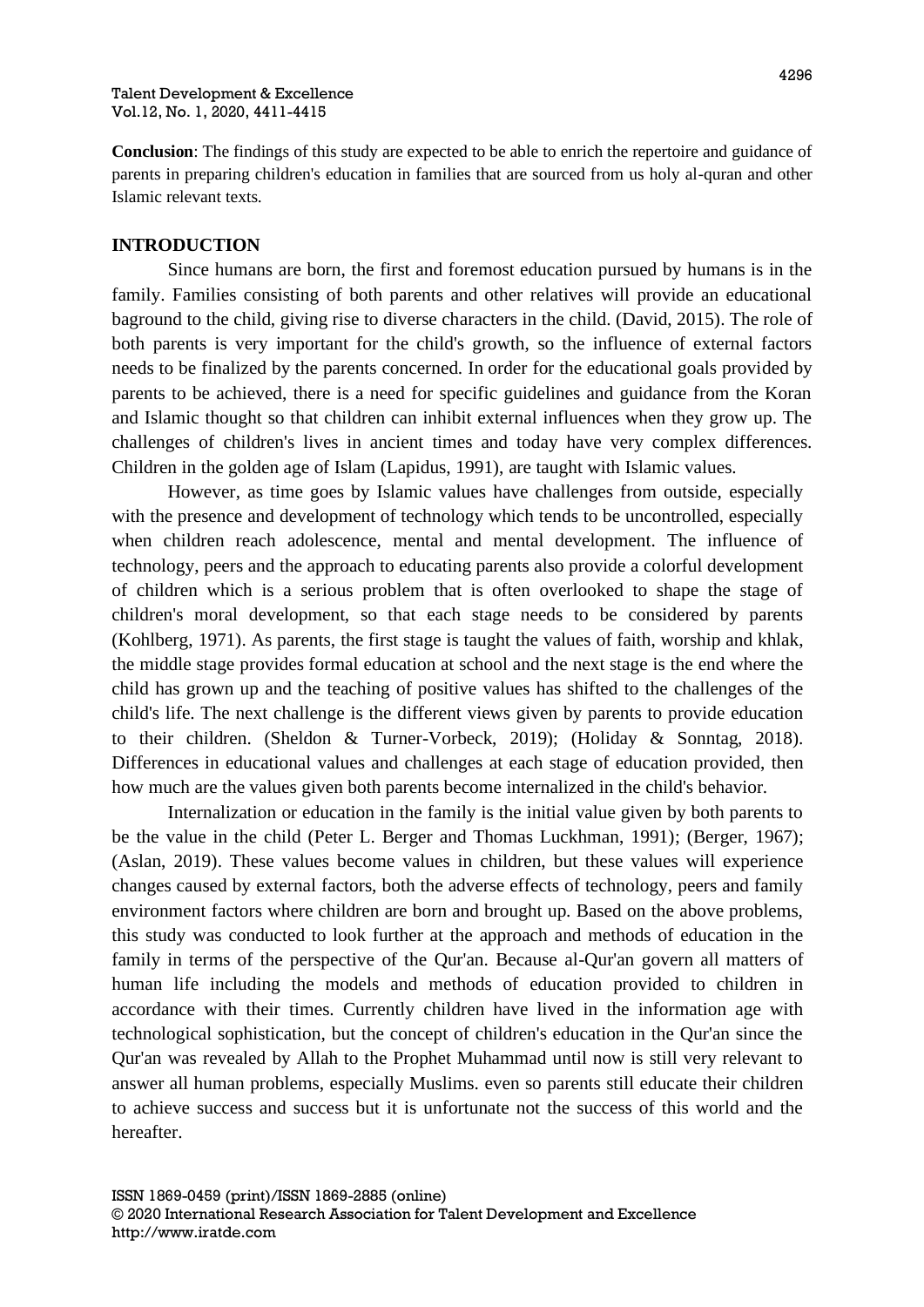**Conclusion**: The findings of this study are expected to be able to enrich the repertoire and guidance of parents in preparing children's education in families that are sourced from us holy al-quran and other Islamic relevant texts.

## INTRODUCTION

Since humans are born, the first and foremost education pursued by humans is in the family. Families consisting of both parents and other relatives will provide an educational baground to the child, giving rise to diverse characters in the child. (David, 2015). The role of both parents is very important for the child's growth, so the influence of external factors needs to be finalized by the parents concerned. In order for the educational goals provided by parents to be achieved, there is a need for specific guidelines and guidance from the Koran and Islamic thought so that children can inhibit external influences when they grow up. The challenges of children's lives in ancient times and today have very complex differences. Children in the golden age of Islam (Lapidus, 1991), are taught with Islamic values.

However, as time goes by Islamic values have challenges from outside, especially with the presence and development of technology which tends to be uncontrolled, especially when children reach adolescence, mental and mental development. The influence of technology, peers and the approach to educating parents also provide a colorful development of children which is a serious problem that is often overlooked to shape the stage of children's moral development, so that each stage needs to be considered by parents (Kohlberg, 1971). As parents, the first stage is taught the values of faith, worship and khlak, the middle stage provides formal education at school and the next stage is the end where the child has grown up and the teaching of positive values has shifted to the challenges of the child's life. The next challenge is the different views given by parents to provide education to their children. (Sheldon & Turner-Vorbeck, 2019); (Holiday & Sonntag, 2018). Differences in educational values and challenges at each stage of education provided, then how much are the values given both parents become internalized in the child's behavior.

Internalization or education in the family is the initial value given by both parents to be the value in the child (Peter L. Berger and Thomas Luckhman, 1991); (Berger, 1967); (Aslan, 2019). These values become values in children, but these values will experience changes caused by external factors, both the adverse effects of technology, peers and family environment factors where children are born and brought up. Based on the above problems, this study was conducted to look further at the approach and methods of education in the family in terms of the perspective of the Qur'an. Because al-Qur'an govern all matters of human life including the models and methods of education provided to children in accordance with their times. Currently children have lived in the information age with technological sophistication, but the concept of children's education in the Qur'an since the Qur'an was revealed by Allah to the Prophet Muhammad until now is still very relevant to answer all human problems, especially Muslims. even so parents still educate their children to achieve success and success but it is unfortunate not the success of this world and the hereafter.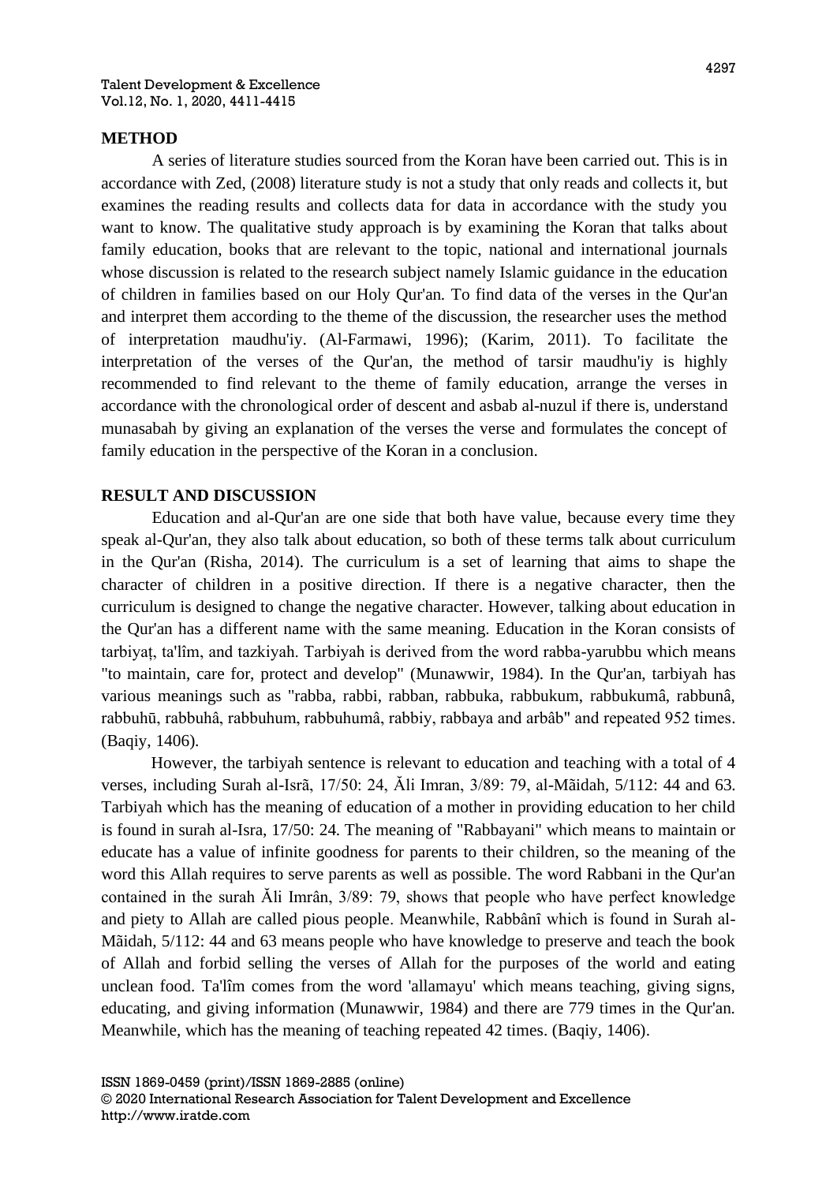## METHOD

A series of literature studies sourced from the Koran have been carried out. This is in accordance with Zed, (2008) literature study is not a study that only reads and collects it, but examines the reading results and collects data for data in accordance with the study you want to know. The qualitative study approach is by examining the Koran that talks about family education, books that are relevant to the topic, national and international journals whose discussion is related to the research subject namely Islamic guidance in the education of children in families based on our Holy Qur'an. To find data of the verses in the Qur'an and interpret them according to the theme of the discussion, the researcher uses the method of interpretation maudhu'iy. (Al-Farmawi, 1996); (Karim, 2011). To facilitate the interpretation of the verses of the Qur'an, the method of tarsir maudhu'iy is highly recommended to find relevant to the theme of family education, arrange the verses in accordance with the chronological order of descent and asbab al-nuzul if there is, understand munasabah by giving an explanation of the verses the verse and formulates the concept of family education in the perspective of the Koran in a conclusion.

## RESULT AND DISCUSSION

Education and al-Qur'an are one side that both have value, because every time they speak al-Qur'an, they also talk about education, so both of these terms talk about curriculum in the Qur'an (Risha, 2014). The curriculum is a set of learning that aims to shape the character of children in a positive direction. If there is a negative character, then the curriculum is designed to change the negative character. However, talking about education in the Qur'an has a different name with the same meaning. Education in the Koran consists of tarbiyaṭ, ta'lîm, and tazkiyah. Tarbiyah is derived from the word rabba-yarubbu which means "to maintain, care for, protect and develop" (Munawwir, 1984). In the Qur'an, tarbiyah has various meanings such as "rabba, rabbi, rabban, rabbuka, rabbukum, rabbukumâ, rabbunâ, rabbuhū, rabbuhâ, rabbuhum, rabbuhumâ, rabbiy, rabbaya and arbâb" and repeated 952 times. (Baqiy, 1406).

However, the tarbiyah sentence is relevant to education and teaching with a total of 4 verses, including Surah al-Isrã, 17/50: 24, Ăli Imran, 3/89: 79, al-Mãidah, 5/112: 44 and 63. Tarbiyah which has the meaning of education of a mother in providing education to her child is found in surah al-Isra, 17/50: 24. The meaning of "Rabbayani" which means to maintain or educate has a value of infinite goodness for parents to their children, so the meaning of the word this Allah requires to serve parents as well as possible. The word Rabbani in the Qur'an contained in the surah Ăli Imrân, 3/89: 79, shows that people who have perfect knowledge and piety to Allah are called pious people. Meanwhile, Rabbânî which is found in Surah al-Mãidah, 5/112: 44 and 63 means people who have knowledge to preserve and teach the book of Allah and forbid selling the verses of Allah for the purposes of the world and eating unclean food. Ta'lîm comes from the word 'allamayu' which means teaching, giving signs, educating, and giving information (Munawwir, 1984) and there are 779 times in the Qur'an. Meanwhile, which has the meaning of teaching repeated 42 times. (Baqiy, 1406).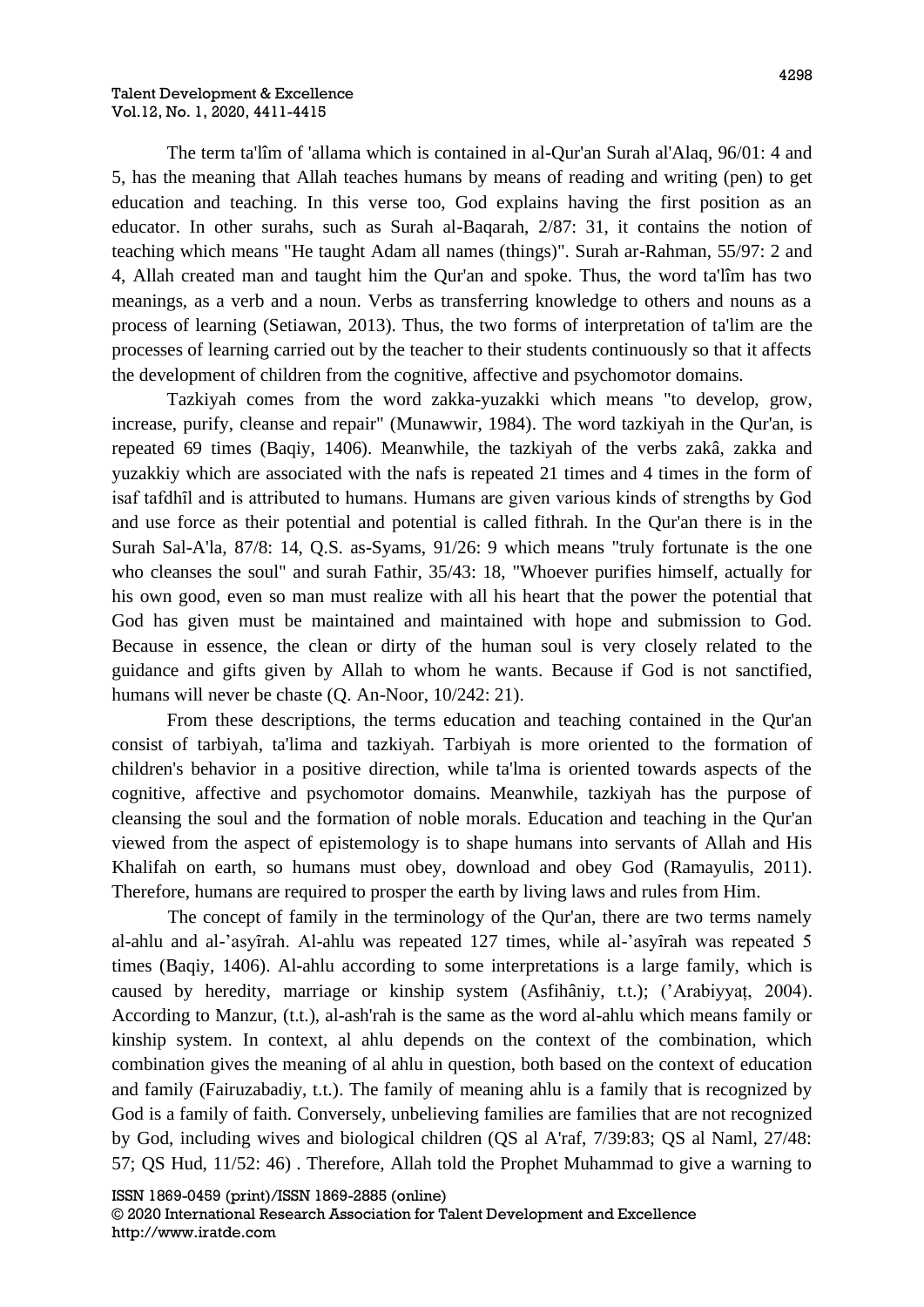The term ta'lîm of 'allama which is contained in al-Qur'an Surah al'Alaq, 96/01: 4 and 5, has the meaning that Allah teaches humans by means of reading and writing (pen) to get education and teaching. In this verse too, God explains having the first position as an educator. In other surahs, such as Surah al-Baqarah, 2/87: 31, it contains the notion of teaching which means "He taught Adam all names (things)". Surah ar-Rahman, 55/97: 2 and 4, Allah created man and taught him the Qur'an and spoke. Thus, the word ta'lîm has two meanings, as a verb and a noun. Verbs as transferring knowledge to others and nouns as a process of learning (Setiawan, 2013). Thus, the two forms of interpretation of ta'lim are the processes of learning carried out by the teacher to their students continuously so that it affects the development of children from the cognitive, affective and psychomotor domains.

Tazkiyah comes from the word zakka-yuzakki which means "to develop, grow, increase, purify, cleanse and repair" (Munawwir, 1984). The word tazkiyah in the Qur'an, is repeated 69 times (Baqiy, 1406). Meanwhile, the tazkiyah of the verbs zakâ, zakka and yuzakkiy which are associated with the nafs is repeated 21 times and 4 times in the form of isaf tafdhîl and is attributed to humans. Humans are given various kinds of strengths by God and use force as their potential and potential is called fithrah. In the Qur'an there is in the Surah Sal-A'la, 87/8: 14, Q.S. as-Syams, 91/26: 9 which means "truly fortunate is the one who cleanses the soul" and surah Fathir, 35/43: 18, "Whoever purifies himself, actually for his own good, even so man must realize with all his heart that the power the potential that God has given must be maintained and maintained with hope and submission to God. Because in essence, the clean or dirty of the human soul is very closely related to the guidance and gifts given by Allah to whom he wants. Because if God is not sanctified, humans will never be chaste (Q. An-Noor, 10/242: 21).

From these descriptions, the terms education and teaching contained in the Qur'an consist of tarbiyah, ta'lima and tazkiyah. Tarbiyah is more oriented to the formation of children's behavior in a positive direction, while ta'lma is oriented towards aspects of the cognitive, affective and psychomotor domains. Meanwhile, tazkiyah has the purpose of cleansing the soul and the formation of noble morals. Education and teaching in the Qur'an viewed from the aspect of epistemology is to shape humans into servants of Allah and His Khalifah on earth, so humans must obey, download and obey God (Ramayulis, 2011). Therefore, humans are required to prosper the earth by living laws and rules from Him.

The concept of family in the terminology of the Qur'an, there are two terms namely al-ahlu and al-'asyîrah. Al-ahlu was repeated 127 times, while al-'asyîrah was repeated 5 times (Baqiy, 1406). Al-ahlu according to some interpretations is a large family, which is caused by heredity, marriage or kinship system (Asfihâniy, t.t.); ('Arabiyyaṭ, 2004). According to Manzur, (t.t.), al-ash'rah is the same as the word al-ahlu which means family or kinship system. In context, al ahlu depends on the context of the combination, which combination gives the meaning of al ahlu in question, both based on the context of education and family (Fairuzabadiy, t.t.). The family of meaning ahlu is a family that is recognized by God is a family of faith. Conversely, unbelieving families are families that are not recognized by God, including wives and biological children (QS al A'raf, 7/39:83; QS al Naml, 27/48: 57; QS Hud, 11/52: 46) . Therefore, Allah told the Prophet Muhammad to give a warning to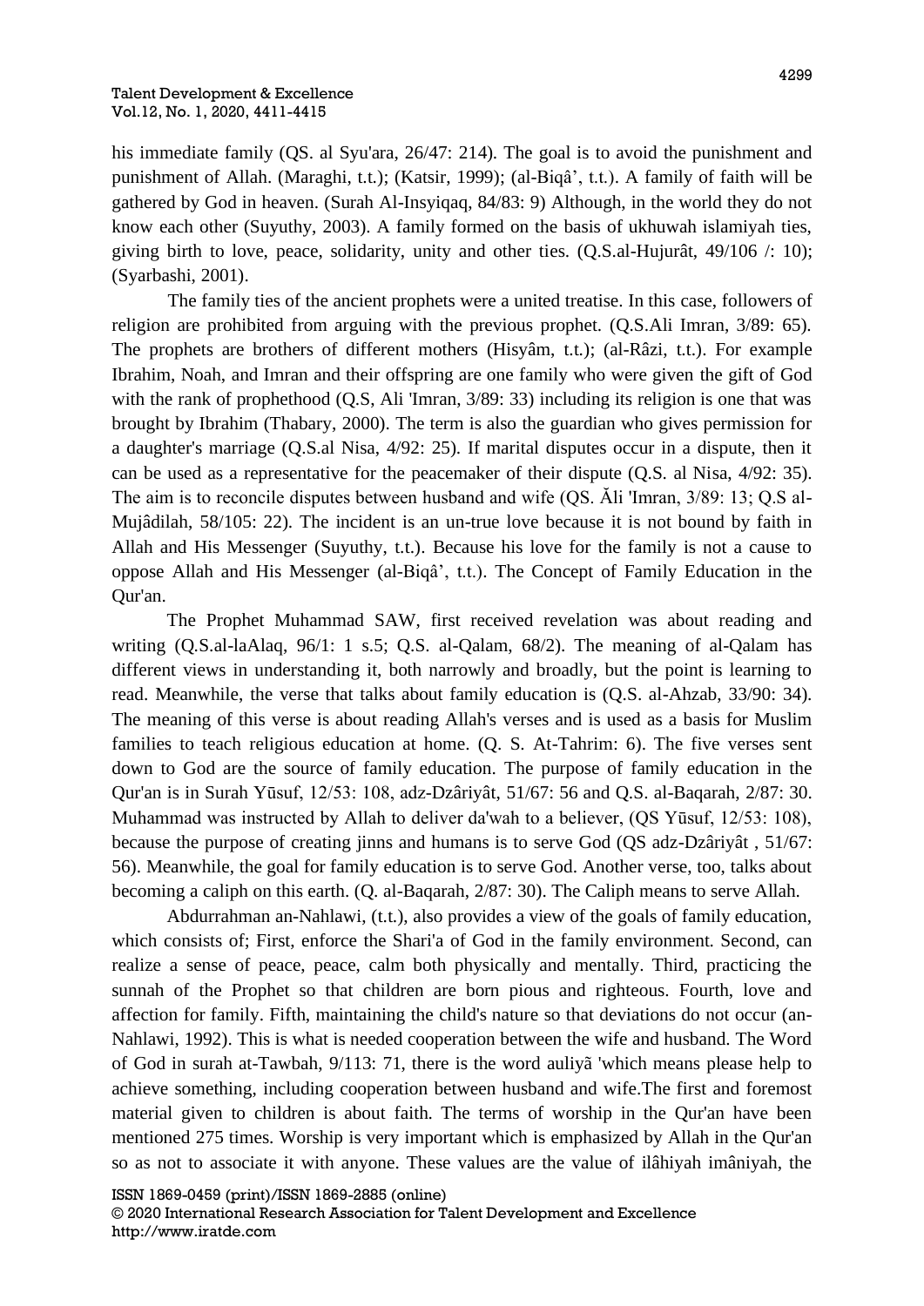his immediate family (QS. al Syu'ara, 26/47: 214). The goal is to avoid the punishment and punishment of Allah. (Maraghi, t.t.); (Katsir, 1999); (al-Biqâ', t.t.). A family of faith will be gathered by God in heaven. (Surah Al-Insyiqaq, 84/83: 9) Although, in the world they do not know each other (Suyuthy, 2003). A family formed on the basis of ukhuwah islamiyah ties, giving birth to love, peace, solidarity, unity and other ties. (Q.S.al-Hujurât, 49/106 /: 10); (Syarbashi, 2001).

The family ties of the ancient prophets were a united treatise. In this case, followers of religion are prohibited from arguing with the previous prophet. (Q.S.Ali Imran, 3/89: 65). The prophets are brothers of different mothers (Hisyâm, t.t.); (al-Râzi, t.t.). For example Ibrahim, Noah, and Imran and their offspring are one family who were given the gift of God with the rank of prophethood (Q.S, Ali 'Imran, 3/89: 33) including its religion is one that was brought by Ibrahim (Thabary, 2000). The term is also the guardian who gives permission for a daughter's marriage (Q.S.al Nisa, 4/92: 25). If marital disputes occur in a dispute, then it can be used as a representative for the peacemaker of their dispute (Q.S. al Nisa, 4/92: 35). The aim is to reconcile disputes between husband and wife (QS. Ăli 'Imran, 3/89: 13; Q.S al-Mujâdilah, 58/105: 22). The incident is an un-true love because it is not bound by faith in Allah and His Messenger (Suyuthy, t.t.). Because his love for the family is not a cause to oppose Allah and His Messenger (al-Biqâ', t.t.). The Concept of Family Education in the Qur'an.

The Prophet Muhammad SAW, first received revelation was about reading and writing (Q.S.al-laAlaq, 96/1: 1 s.5; Q.S. al-Qalam, 68/2). The meaning of al-Qalam has different views in understanding it, both narrowly and broadly, but the point is learning to read. Meanwhile, the verse that talks about family education is (Q.S. al-Ahzab, 33/90: 34). The meaning of this verse is about reading Allah's verses and is used as a basis for Muslim families to teach religious education at home. (Q. S. At-Tahrim: 6). The five verses sent down to God are the source of family education. The purpose of family education in the Qur'an is in Surah Yūsuf, 12/53: 108, adz-Dzâriyât, 51/67: 56 and Q.S. al-Baqarah, 2/87: 30. Muhammad was instructed by Allah to deliver da'wah to a believer, (QS Yūsuf, 12/53: 108), because the purpose of creating jinns and humans is to serve God (QS adz-Dzâriyât , 51/67: 56). Meanwhile, the goal for family education is to serve God. Another verse, too, talks about becoming a caliph on this earth. (Q. al-Baqarah, 2/87: 30). The Caliph means to serve Allah.

Abdurrahman an-Nahlawi, (t.t.), also provides a view of the goals of family education, which consists of; First, enforce the Shari'a of God in the family environment. Second, can realize a sense of peace, peace, calm both physically and mentally. Third, practicing the sunnah of the Prophet so that children are born pious and righteous. Fourth, love and affection for family. Fifth, maintaining the child's nature so that deviations do not occur (an-Nahlawi, 1992). This is what is needed cooperation between the wife and husband. The Word of God in surah at-Tawbah, 9/113: 71, there is the word auliyã 'which means please help to achieve something, including cooperation between husband and wife.The first and foremost material given to children is about faith. The terms of worship in the Qur'an have been mentioned 275 times. Worship is very important which is emphasized by Allah in the Qur'an so as not to associate it with anyone. These values are the value of ilâhiyah imâniyah, the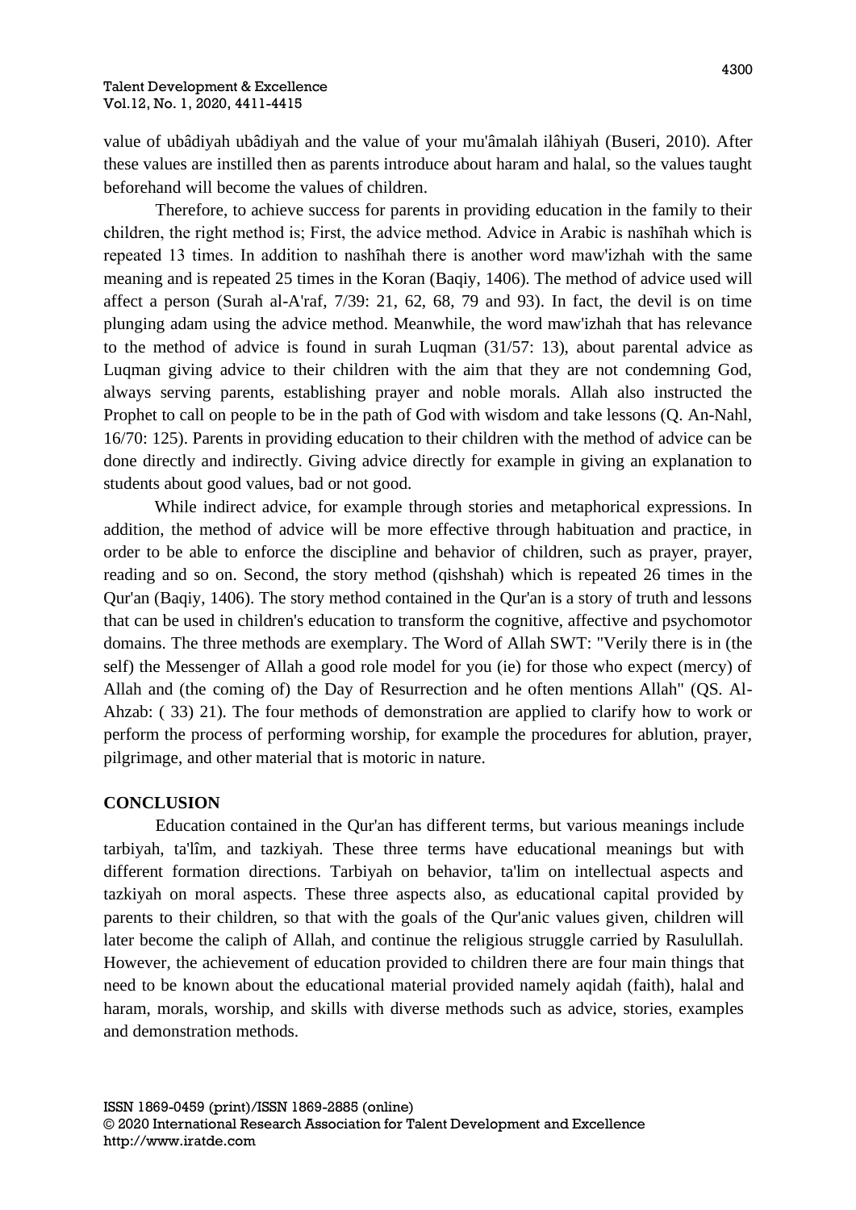value of ubâdiyah ubâdiyah and the value of your mu'âmalah ilâhiyah (Buseri, 2010). After these values are instilled then as parents introduce about haram and halal, so the values taught beforehand will become the values of children.

Therefore, to achieve success for parents in providing education in the family to their children, the right method is; First, the advice method. Advice in Arabic is nashîhah which is repeated 13 times. In addition to nashîhah there is another word maw'izhah with the same meaning and is repeated 25 times in the Koran (Baqiy, 1406). The method of advice used will affect a person (Surah al-A'raf, 7/39: 21, 62, 68, 79 and 93). In fact, the devil is on time plunging adam using the advice method. Meanwhile, the word maw'izhah that has relevance to the method of advice is found in surah Luqman (31/57: 13), about parental advice as Luqman giving advice to their children with the aim that they are not condemning God, always serving parents, establishing prayer and noble morals. Allah also instructed the Prophet to call on people to be in the path of God with wisdom and take lessons (Q. An-Nahl, 16/70: 125). Parents in providing education to their children with the method of advice can be done directly and indirectly. Giving advice directly for example in giving an explanation to students about good values, bad or not good.

While indirect advice, for example through stories and metaphorical expressions. In addition, the method of advice will be more effective through habituation and practice, in order to be able to enforce the discipline and behavior of children, such as prayer, prayer, reading and so on. Second, the story method (qishshah) which is repeated 26 times in the Qur'an (Baqiy, 1406). The story method contained in the Qur'an is a story of truth and lessons that can be used in children's education to transform the cognitive, affective and psychomotor domains. The three methods are exemplary. The Word of Allah SWT: "Verily there is in (the self) the Messenger of Allah a good role model for you (ie) for those who expect (mercy) of Allah and (the coming of) the Day of Resurrection and he often mentions Allah" (QS. Al-Ahzab: ( 33) 21). The four methods of demonstration are applied to clarify how to work or perform the process of performing worship, for example the procedures for ablution, prayer, pilgrimage, and other material that is motoric in nature.

## CONCLUSION

Education contained in the Qur'an has different terms, but various meanings include tarbiyah, ta'lîm, and tazkiyah. These three terms have educational meanings but with different formation directions. Tarbiyah on behavior, ta'lim on intellectual aspects and tazkiyah on moral aspects. These three aspects also, as educational capital provided by parents to their children, so that with the goals of the Qur'anic values given, children will later become the caliph of Allah, and continue the religious struggle carried by Rasulullah. However, the achievement of education provided to children there are four main things that need to be known about the educational material provided namely aqidah (faith), halal and haram, morals, worship, and skills with diverse methods such as advice, stories, examples and demonstration methods.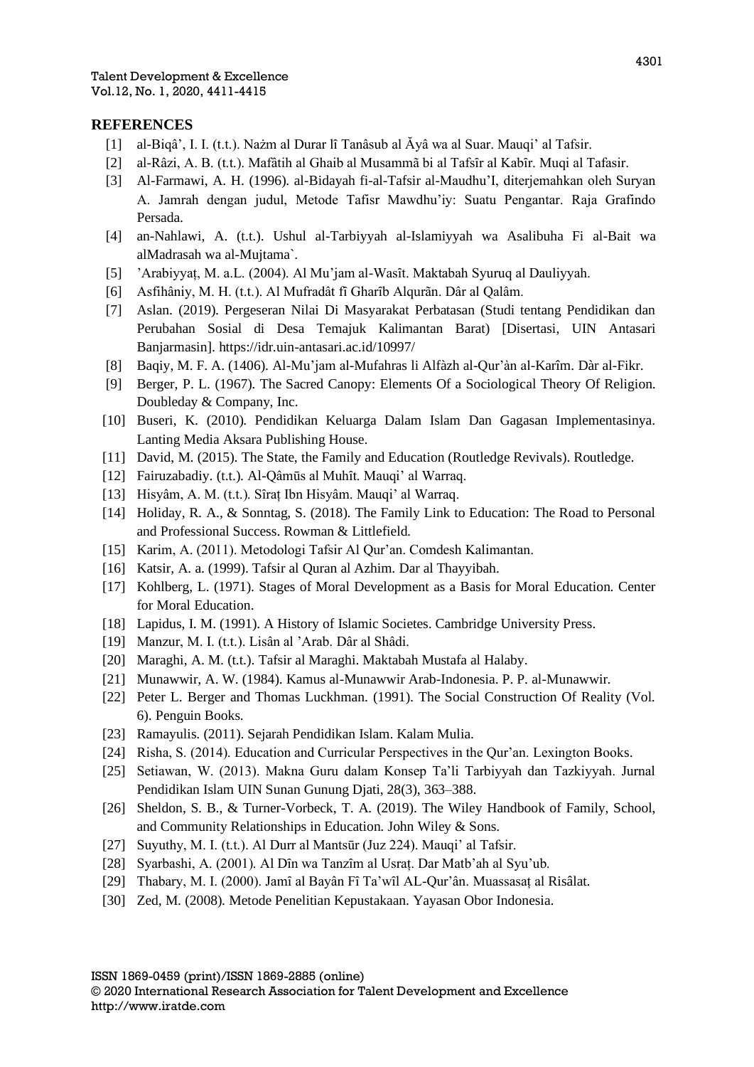## REFERENCES

[1] al-Biqâ', I. I. (t.t.). Nażm al Durar lî Tanâsub al Ăyâ wa al Suar. Mauqi' al Tafsir.

[2] al-Râzi, A. B. (t.t.). Mafâtih al Ghaib al Musammã bi al Tafsîr al Kabîr. Muqi al Tafasir.

[3] Al-Farmawi, A. H. (1996). al-Bidayah fi-al-Tafsir al-Maudhu'I, diterjemahkan oleh Suryan A. Jamrah dengan judul, Metode Tafisr Mawdhu'iy: Suatu Pengantar. Raja Grafindo Persada.

[4] an-Nahlawi, A. (t.t.). Ushul al-Tarbiyyah al-Islamiyyah wa Asalibuha Fi al-Bait wa alMadrasah wa al-Mujtama`.

[5] 'Arabiyyaț, M. a.L. (2004). Al Mu'jam al-Wasît. Maktabah Syuruq al Dauliyyah.

[6] Asfihâniy, M. H. (t.t.). Al Mufradât fî Gharîb Alqurãn. Dâr al Qalâm.

[7] Aslan. (2019). Pergeseran Nilai Di Masyarakat Perbatasan (Studi tentang Pendidikan dan Perubahan Sosial di Desa Temajuk Kalimantan Barat) [Disertasi, UIN Antasari Banjarmasin]. https://idr.uin-antasari.ac.id/10997/

[8] Baqiy, M. F. A. (1406). Al-Mu'jam al-Mufahras li Alfàzh al-Qur'àn al-Karîm. Dàr al-Fikr.

[9] Berger, P. L. (1967). The Sacred Canopy: Elements Of a Sociological Theory Of Religion. Doubleday & Company, Inc.

[10] Buseri, K. (2010). Pendidikan Keluarga Dalam Islam Dan Gagasan Implementasinya. Lanting Media Aksara Publishing House.

[11] David, M. (2015). The State, the Family and Education (Routledge Revivals). Routledge.

[12] Fairuzabadiy. (t.t.). Al-Qâmūs al Muhît. Mauqi' al Warraq.

[13] Hisyâm, A. M. (t.t.). Sîraț Ibn Hisyâm. Mauqi' al Warraq.

[14] Holiday, R. A., & Sonntag, S. (2018). The Family Link to Education: The Road to Personal and Professional Success. Rowman & Littlefield.

[15] Karim, A. (2011). Metodologi Tafsir Al Qur'an. Comdesh Kalimantan.

[16] Katsir, A. a. (1999). Tafsir al Quran al Azhim. Dar al Thayyibah.

[17] Kohlberg, L. (1971). Stages of Moral Development as a Basis for Moral Education. Center for Moral Education.

[18] Lapidus, I. M. (1991). A History of Islamic Societes. Cambridge University Press.

[19] Manzur, M. I. (t.t.). Lisân al 'Arab. Dâr al Shâdi.

[20] Maraghi, A. M. (t.t.). Tafsir al Maraghi. Maktabah Mustafa al Halaby.

[21] Munawwir, A. W. (1984). Kamus al-Munawwir Arab-Indonesia. P. P. al-Munawwir.

[22] Peter L. Berger and Thomas Luckhman. (1991). The Social Construction Of Reality (Vol. 6). Penguin Books.

[23] Ramayulis. (2011). Sejarah Pendidikan Islam. Kalam Mulia.

[24] Risha, S. (2014). Education and Curricular Perspectives in the Qur'an. Lexington Books.

[25] Setiawan, W. (2013). Makna Guru dalam Konsep Ta'li Tarbiyyah dan Tazkiyyah. Jurnal Pendidikan Islam UIN Sunan Gunung Djati, 28(3), 363–388.

[26] Sheldon, S. B., & Turner-Vorbeck, T. A. (2019). The Wiley Handbook of Family, School, and Community Relationships in Education. John Wiley & Sons.

[27] Suyuthy, M. I. (t.t.). Al Durr al Mantsūr (Juz 224). Mauqi' al Tafsir.

[28] Syarbashi, A. (2001). Al Dîn wa Tanzîm al Usraț. Dar Matb'ah al Syu'ub.

[29] Thabary, M. I. (2000). Jamî al Bayân Fî Ta'wîl AL-Qur'ân. Muassasaț al Risâlat.

[30] Zed, M. (2008). Metode Penelitian Kepustakaan. Yayasan Obor Indonesia.